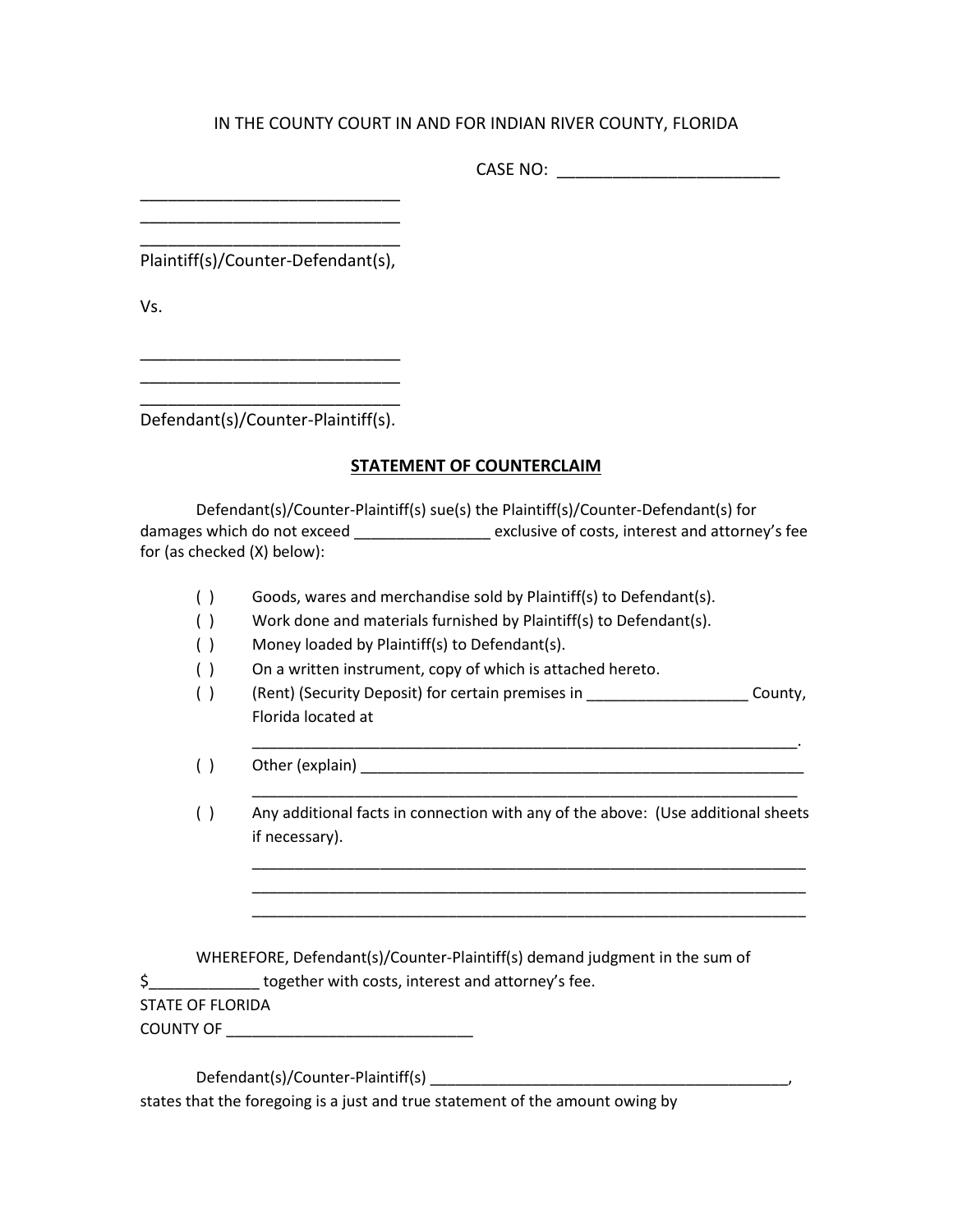IN THE COUNTY COURT IN AND FOR INDIAN RIVER COUNTY, FLORIDA

CASE NO: ________________________

____________________________
____________________________
____________________________
Plaintiff(s)/Counter-Defendant(s),

Vs.

____________________________
____________________________
____________________________
Defendant(s)/Counter-Plaintiff(s).

## STATEMENT OF COUNTERCLAIM

Defendant(s)/Counter-Plaintiff(s) sue(s) the Plaintiff(s)/Counter-Defendant(s) for damages which do not exceed _______________ exclusive of costs, interest and attorney's fee for (as checked (X) below):

( ) Goods, wares and merchandise sold by Plaintiff(s) to Defendant(s).

( ) Work done and materials furnished by Plaintiff(s) to Defendant(s).

( ) Money loaded by Plaintiff(s) to Defendant(s).

( ) On a written instrument, copy of which is attached hereto.

( ) (Rent) (Security Deposit) for certain premises in __________________ County, Florida located at
_______________________________________________________________.

( ) Other (explain) ____________________________________________________
_______________________________________________________________

( ) Any additional facts in connection with any of the above: (Use additional sheets if necessary).
_______________________________________________________________
_______________________________________________________________
_______________________________________________________________

WHEREFORE, Defendant(s)/Counter-Plaintiff(s) demand judgment in the sum of $____________ together with costs, interest and attorney's fee.

STATE OF FLORIDA
COUNTY OF ____________________________

Defendant(s)/Counter-Plaintiff(s) __________________________________________, states that the foregoing is a just and true statement of the amount owing by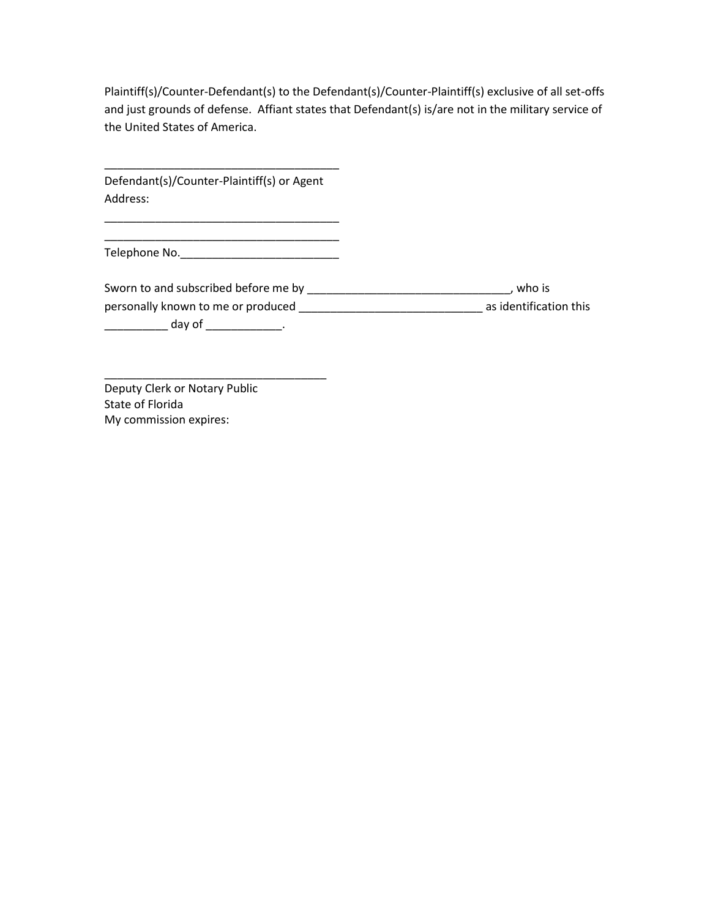Plaintiff(s)/Counter-Defendant(s) to the Defendant(s)/Counter-Plaintiff(s) exclusive of all set-offs and just grounds of defense. Affiant states that Defendant(s) is/are not in the military service of the United States of America.

_____________________________________
Defendant(s)/Counter-Plaintiff(s) or Agent
Address:

_____________________________________
_____________________________________
Telephone No._________________________

Sworn to and subscribed before me by ________________________________, who is personally known to me or produced _____________________________ as identification this __________ day of ____________.

___________________________________
Deputy Clerk or Notary Public
State of Florida
My commission expires: